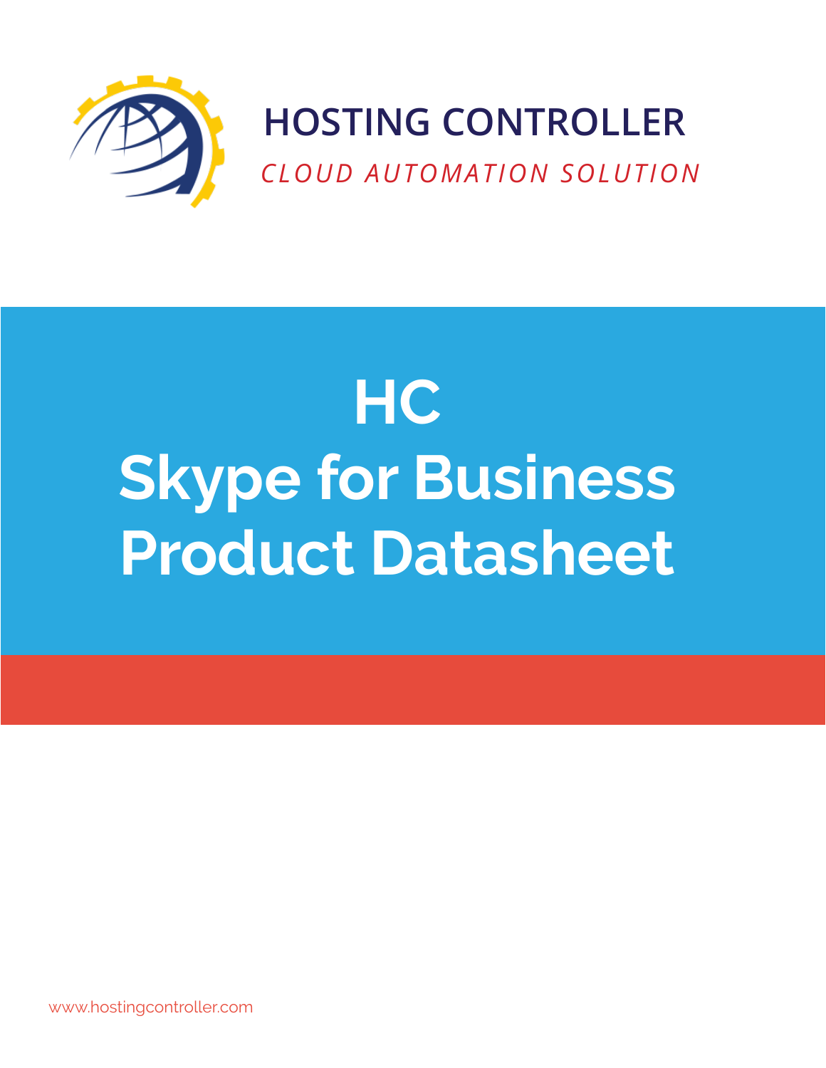HOSTING CONTROLLER

*CLOUD AUTOMATION SOLUTION*

# HC
# Skype for Business
# Product Datasheet

www.hostingcontroller.com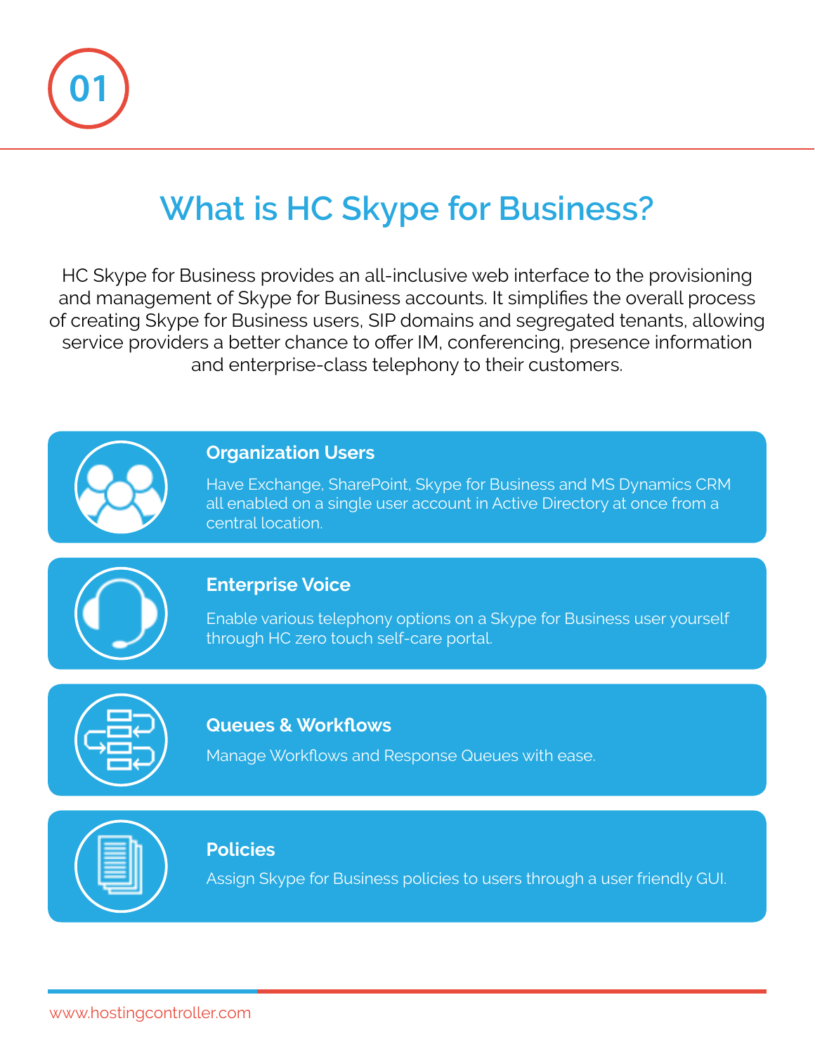01

# What is HC Skype for Business?

HC Skype for Business provides an all-inclusive web interface to the provisioning and management of Skype for Business accounts. It simplifies the overall process of creating Skype for Business users, SIP domains and segregated tenants, allowing service providers a better chance to offer IM, conferencing, presence information and enterprise-class telephony to their customers.

### Organization Users

Have Exchange, SharePoint, Skype for Business and MS Dynamics CRM all enabled on a single user account in Active Directory at once from a central location.

### Enterprise Voice

Enable various telephony options on a Skype for Business user yourself through HC zero touch self-care portal.

### Queues & Workflows

Manage Workflows and Response Queues with ease.

### Policies

Assign Skype for Business policies to users through a user friendly GUI.

www.hostingcontroller.com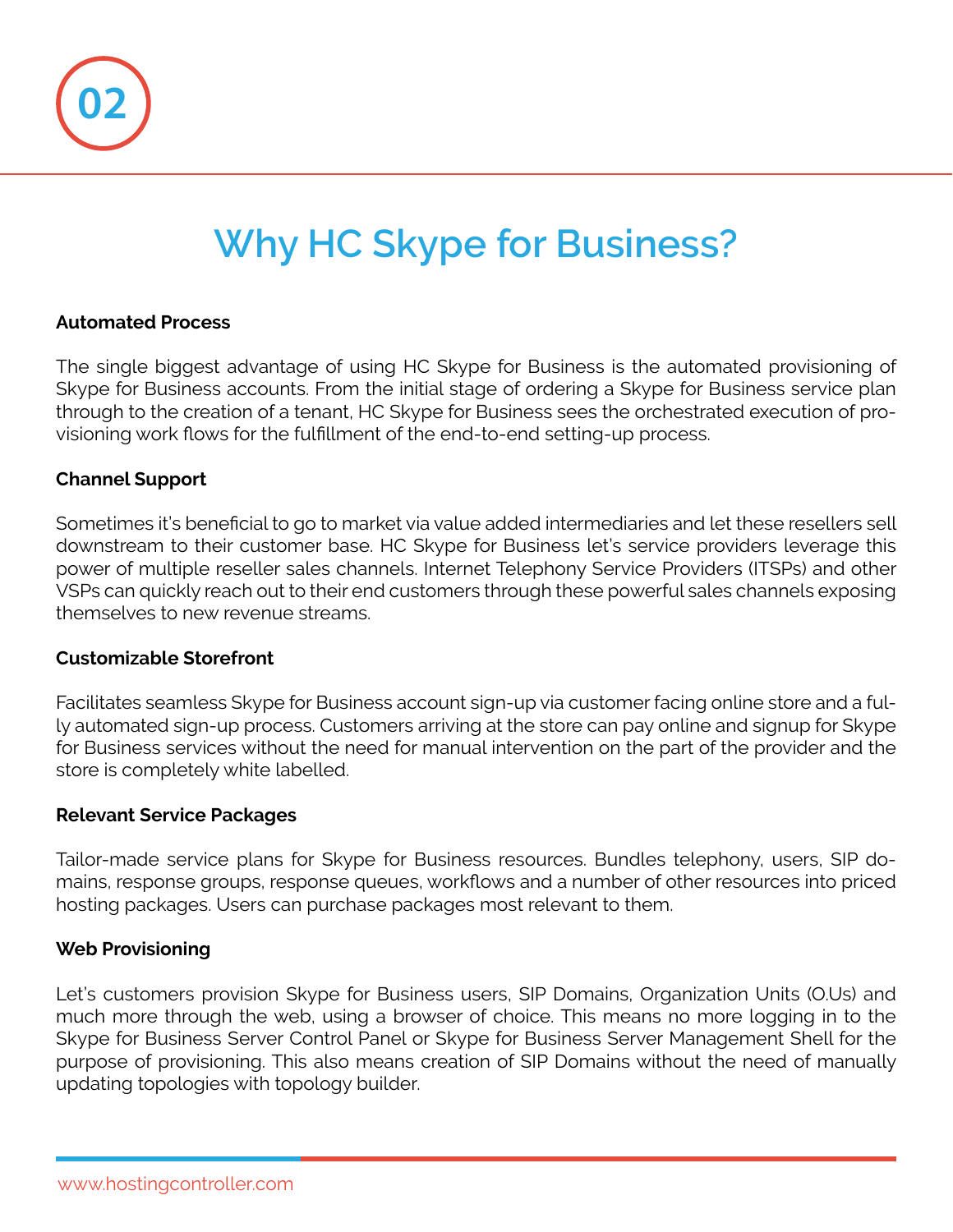02

# Why HC Skype for Business?

**Automated Process**

The single biggest advantage of using HC Skype for Business is the automated provisioning of Skype for Business accounts. From the initial stage of ordering a Skype for Business service plan through to the creation of a tenant, HC Skype for Business sees the orchestrated execution of provisioning work flows for the fulfillment of the end-to-end setting-up process.

**Channel Support**

Sometimes it's beneficial to go to market via value added intermediaries and let these resellers sell downstream to their customer base. HC Skype for Business let's service providers leverage this power of multiple reseller sales channels. Internet Telephony Service Providers (ITSPs) and other VSPs can quickly reach out to their end customers through these powerful sales channels exposing themselves to new revenue streams.

**Customizable Storefront**

Facilitates seamless Skype for Business account sign-up via customer facing online store and a fully automated sign-up process. Customers arriving at the store can pay online and signup for Skype for Business services without the need for manual intervention on the part of the provider and the store is completely white labelled.

**Relevant Service Packages**

Tailor-made service plans for Skype for Business resources. Bundles telephony, users, SIP domains, response groups, response queues, workflows and a number of other resources into priced hosting packages. Users can purchase packages most relevant to them.

**Web Provisioning**

Let's customers provision Skype for Business users, SIP Domains, Organization Units (O.Us) and much more through the web, using a browser of choice. This means no more logging in to the Skype for Business Server Control Panel or Skype for Business Server Management Shell for the purpose of provisioning. This also means creation of SIP Domains without the need of manually updating topologies with topology builder.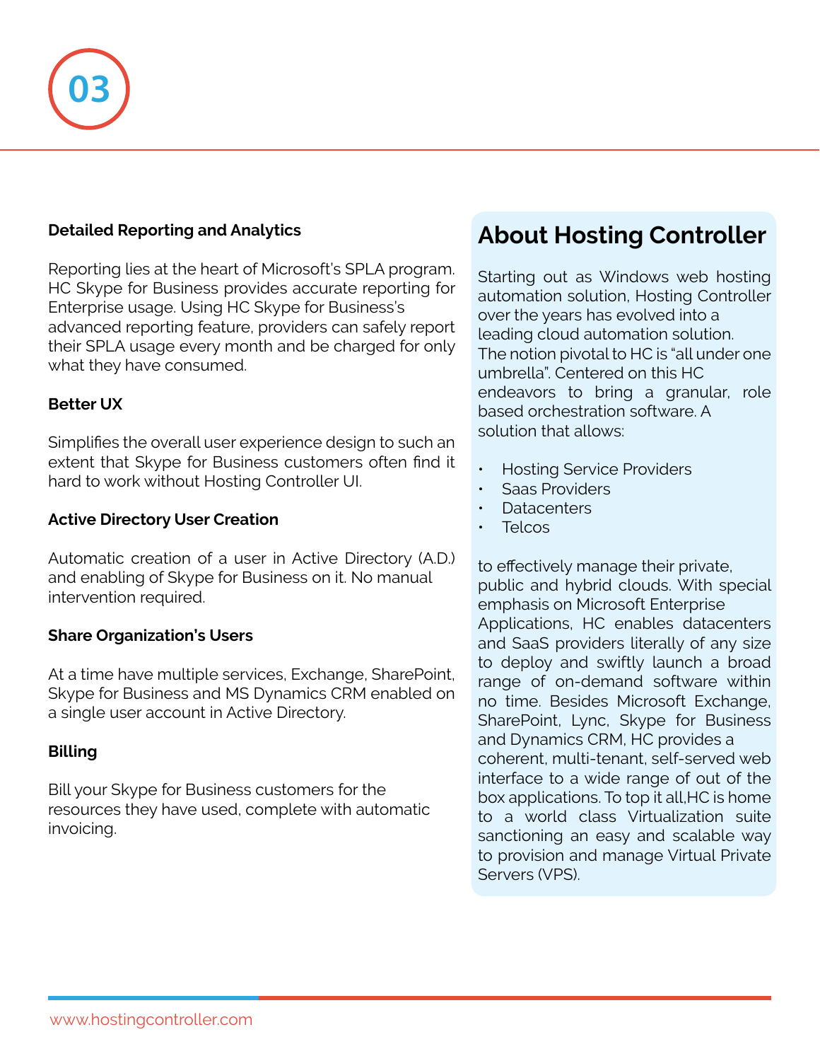### Detailed Reporting and Analytics

Reporting lies at the heart of Microsoft's SPLA program. HC Skype for Business provides accurate reporting for Enterprise usage. Using HC Skype for Business's advanced reporting feature, providers can safely report their SPLA usage every month and be charged for only what they have consumed.

### Better UX

Simplifies the overall user experience design to such an extent that Skype for Business customers often find it hard to work without Hosting Controller UI.

### Active Directory User Creation

Automatic creation of a user in Active Directory (A.D.) and enabling of Skype for Business on it. No manual intervention required.

### Share Organization's Users

At a time have multiple services, Exchange, SharePoint, Skype for Business and MS Dynamics CRM enabled on a single user account in Active Directory.

### Billing

Bill your Skype for Business customers for the resources they have used, complete with automatic invoicing.

## About Hosting Controller

Starting out as Windows web hosting automation solution, Hosting Controller over the years has evolved into a leading cloud automation solution. The notion pivotal to HC is "all under one umbrella". Centered on this HC endeavors to bring a granular, role based orchestration software. A solution that allows:

- Hosting Service Providers
- Saas Providers
- Datacenters
- Telcos

to effectively manage their private, public and hybrid clouds. With special emphasis on Microsoft Enterprise Applications, HC enables datacenters and SaaS providers literally of any size to deploy and swiftly launch a broad range of on-demand software within no time. Besides Microsoft Exchange, SharePoint, Lync, Skype for Business and Dynamics CRM, HC provides a coherent, multi-tenant, self-served web interface to a wide range of out of the box applications. To top it all,HC is home to a world class Virtualization suite sanctioning an easy and scalable way to provision and manage Virtual Private Servers (VPS).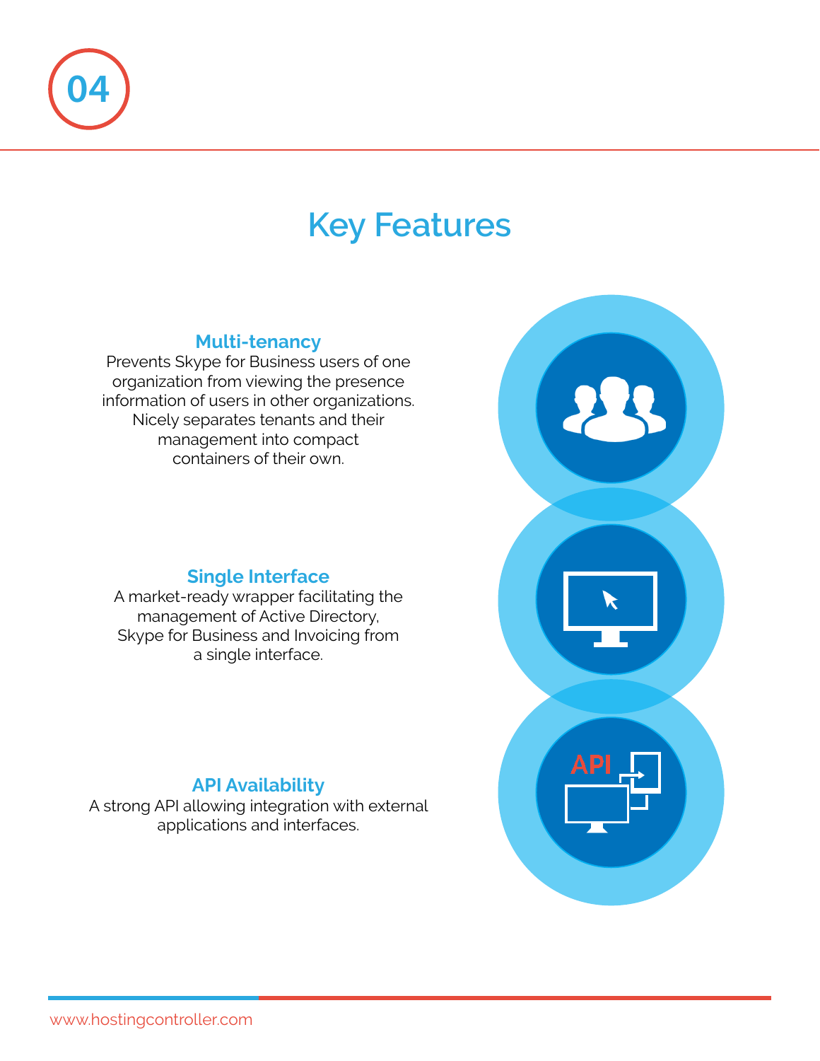04

# Key Features

### Multi-tenancy

Prevents Skype for Business users of one organization from viewing the presence information of users in other organizations. Nicely separates tenants and their management into compact containers of their own.

### Single Interface

A market-ready wrapper facilitating the management of Active Directory, Skype for Business and Invoicing from a single interface.

### API Availability

A strong API allowing integration with external applications and interfaces.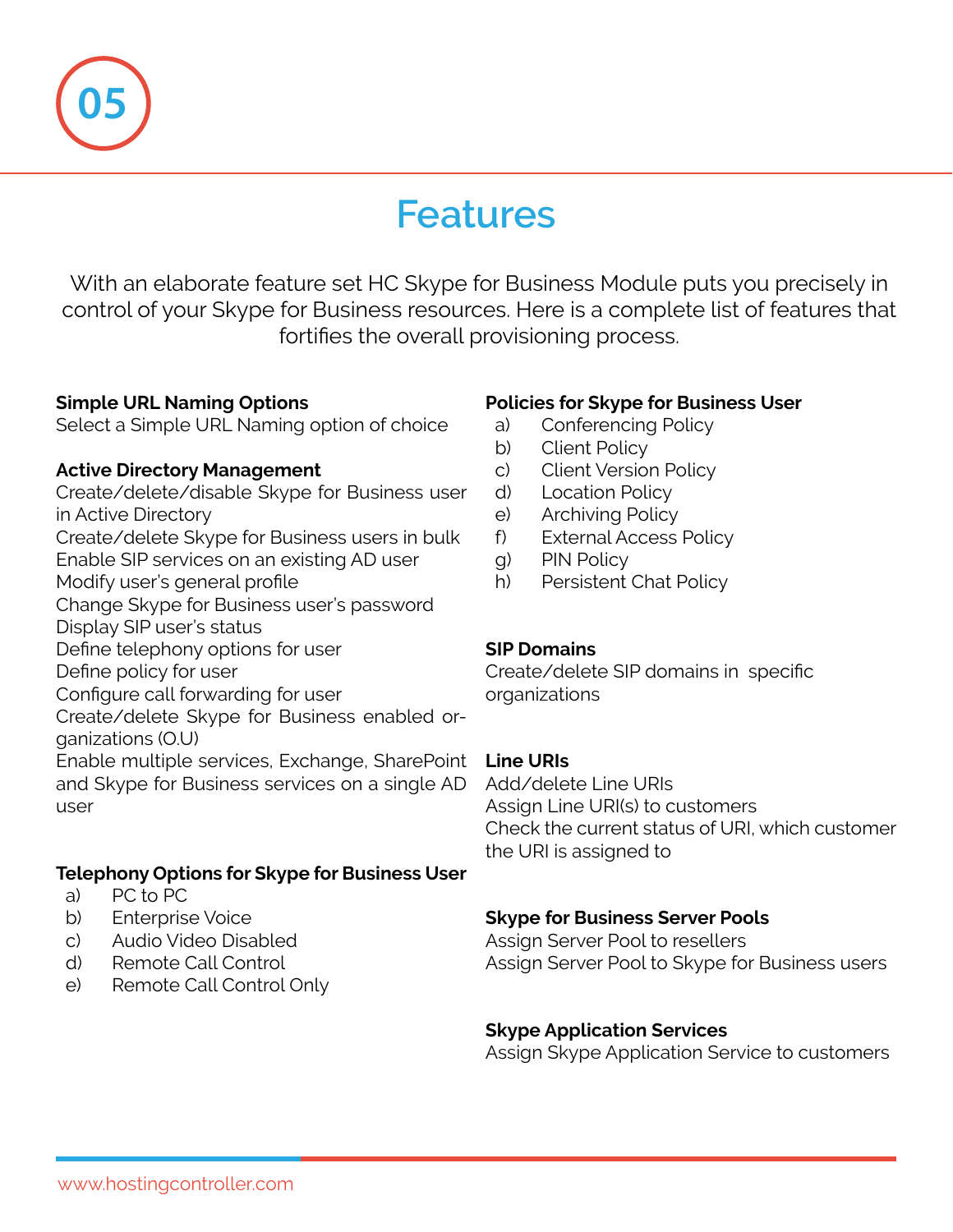05

# Features

With an elaborate feature set HC Skype for Business Module puts you precisely in control of your Skype for Business resources. Here is a complete list of features that fortifies the overall provisioning process.

**Simple URL Naming Options**
Select a Simple URL Naming option of choice

**Active Directory Management**
Create/delete/disable Skype for Business user in Active Directory
Create/delete Skype for Business users in bulk
Enable SIP services on an existing AD user
Modify user's general profile
Change Skype for Business user's password
Display SIP user's status
Define telephony options for user
Define policy for user
Configure call forwarding for user
Create/delete Skype for Business enabled organizations (O.U)
Enable multiple services, Exchange, SharePoint and Skype for Business services on a single AD user

**Telephony Options for Skype for Business User**

a) PC to PC
b) Enterprise Voice
c) Audio Video Disabled
d) Remote Call Control
e) Remote Call Control Only

**Policies for Skype for Business User**

a) Conferencing Policy
b) Client Policy
c) Client Version Policy
d) Location Policy
e) Archiving Policy
f) External Access Policy
g) PIN Policy
h) Persistent Chat Policy

**SIP Domains**
Create/delete SIP domains in specific organizations

**Line URIs**
Add/delete Line URIs
Assign Line URI(s) to customers
Check the current status of URI, which customer the URI is assigned to

**Skype for Business Server Pools**
Assign Server Pool to resellers
Assign Server Pool to Skype for Business users

**Skype Application Services**
Assign Skype Application Service to customers

www.hostingcontroller.com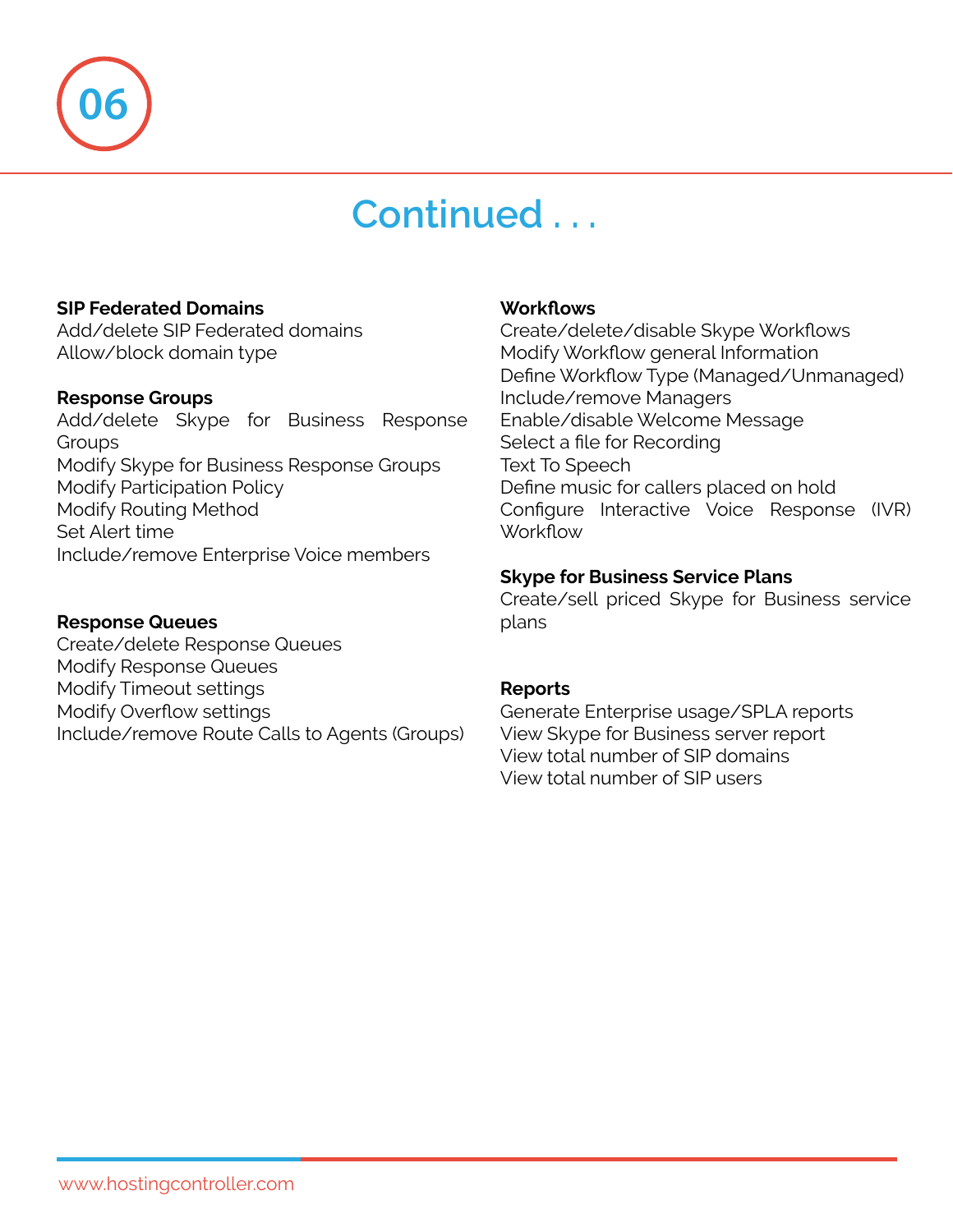# Continued . . .

**SIP Federated Domains**

Add/delete SIP Federated domains
Allow/block domain type

**Response Groups**

Add/delete Skype for Business Response Groups
Modify Skype for Business Response Groups
Modify Participation Policy
Modify Routing Method
Set Alert time
Include/remove Enterprise Voice members

**Response Queues**

Create/delete Response Queues
Modify Response Queues
Modify Timeout settings
Modify Overflow settings
Include/remove Route Calls to Agents (Groups)

**Workflows**

Create/delete/disable Skype Workflows
Modify Workflow general Information
Define Workflow Type (Managed/Unmanaged)
Include/remove Managers
Enable/disable Welcome Message
Select a file for Recording
Text To Speech
Define music for callers placed on hold
Configure Interactive Voice Response (IVR) Workflow

**Skype for Business Service Plans**

Create/sell priced Skype for Business service plans

**Reports**

Generate Enterprise usage/SPLA reports
View Skype for Business server report
View total number of SIP domains
View total number of SIP users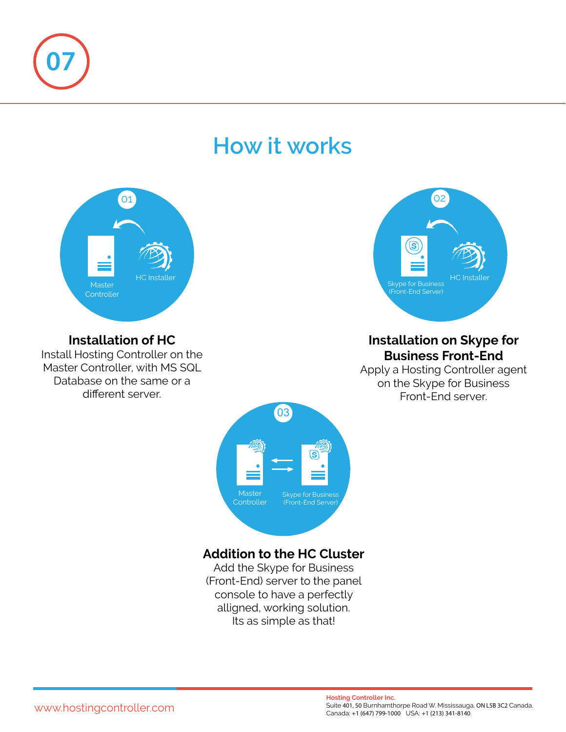07

# How it works

01

Master Controller

HC Installer

### Installation of HC

Install Hosting Controller on the Master Controller, with MS SQL Database on the same or a different server.

02

Skype for Business (Front-End Server)

HC Installer

### Installation on Skype for Business Front-End

Apply a Hosting Controller agent on the Skype for Business Front-End server.

03

Master Controller

Skype for Business (Front-End Server)

### Addition to the HC Cluster

Add the Skype for Business (Front-End) server to the panel console to have a perfectly alligned, working solution. Its as simple as that!

www.hostingcontroller.com

**Hosting Controller Inc.**
Suite 401, 50 Burnhamthorpe Road W. Mississauga, ON L5B 3C2 Canada.
Canada: +1 (647) 799-1000 USA: +1 (213) 341-8140